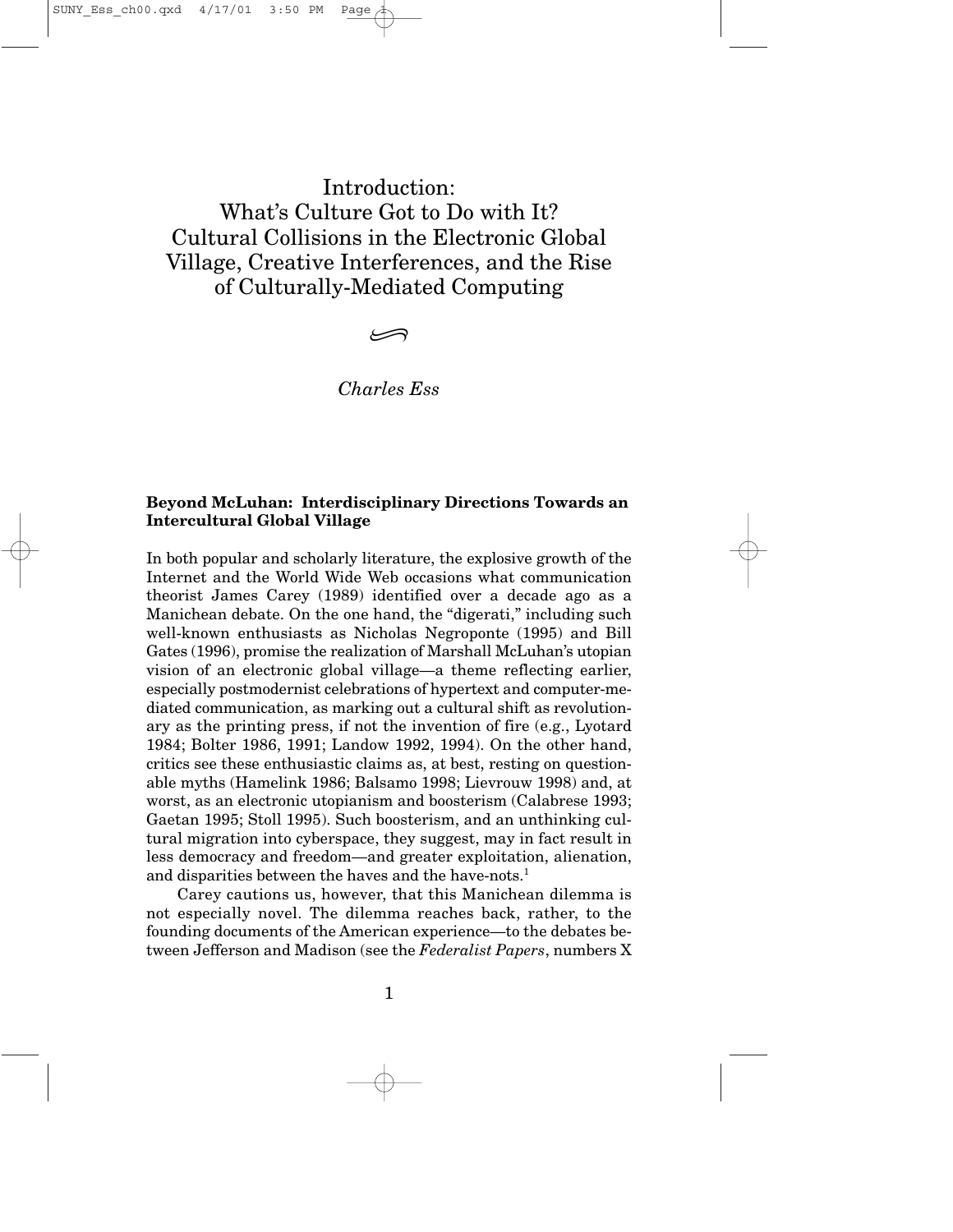# Introduction: What's Culture Got to Do with It? Cultural Collisions in the Electronic Global Village, Creative Interferences, and the Rise of Culturally-Mediated Computing

*Charles Ess*

## Beyond McLuhan: Interdisciplinary Directions Towards an Intercultural Global Village

In both popular and scholarly literature, the explosive growth of the Internet and the World Wide Web occasions what communication theorist James Carey (1989) identified over a decade ago as a Manichean debate. On the one hand, the "digerati," including such well-known enthusiasts as Nicholas Negroponte (1995) and Bill Gates (1996), promise the realization of Marshall McLuhan's utopian vision of an electronic global village—a theme reflecting earlier, especially postmodernist celebrations of hypertext and computer-mediated communication, as marking out a cultural shift as revolutionary as the printing press, if not the invention of fire (e.g., Lyotard 1984; Bolter 1986, 1991; Landow 1992, 1994). On the other hand, critics see these enthusiastic claims as, at best, resting on questionable myths (Hamelink 1986; Balsamo 1998; Lievrouw 1998) and, at worst, as an electronic utopianism and boosterism (Calabrese 1993; Gaetan 1995; Stoll 1995). Such boosterism, and an unthinking cultural migration into cyberspace, they suggest, may in fact result in less democracy and freedom—and greater exploitation, alienation, and disparities between the haves and the have-nots.[1]

Carey cautions us, however, that this Manichean dilemma is not especially novel. The dilemma reaches back, rather, to the founding documents of the American experience—to the debates between Jefferson and Madison (see the *Federalist Papers*, numbers X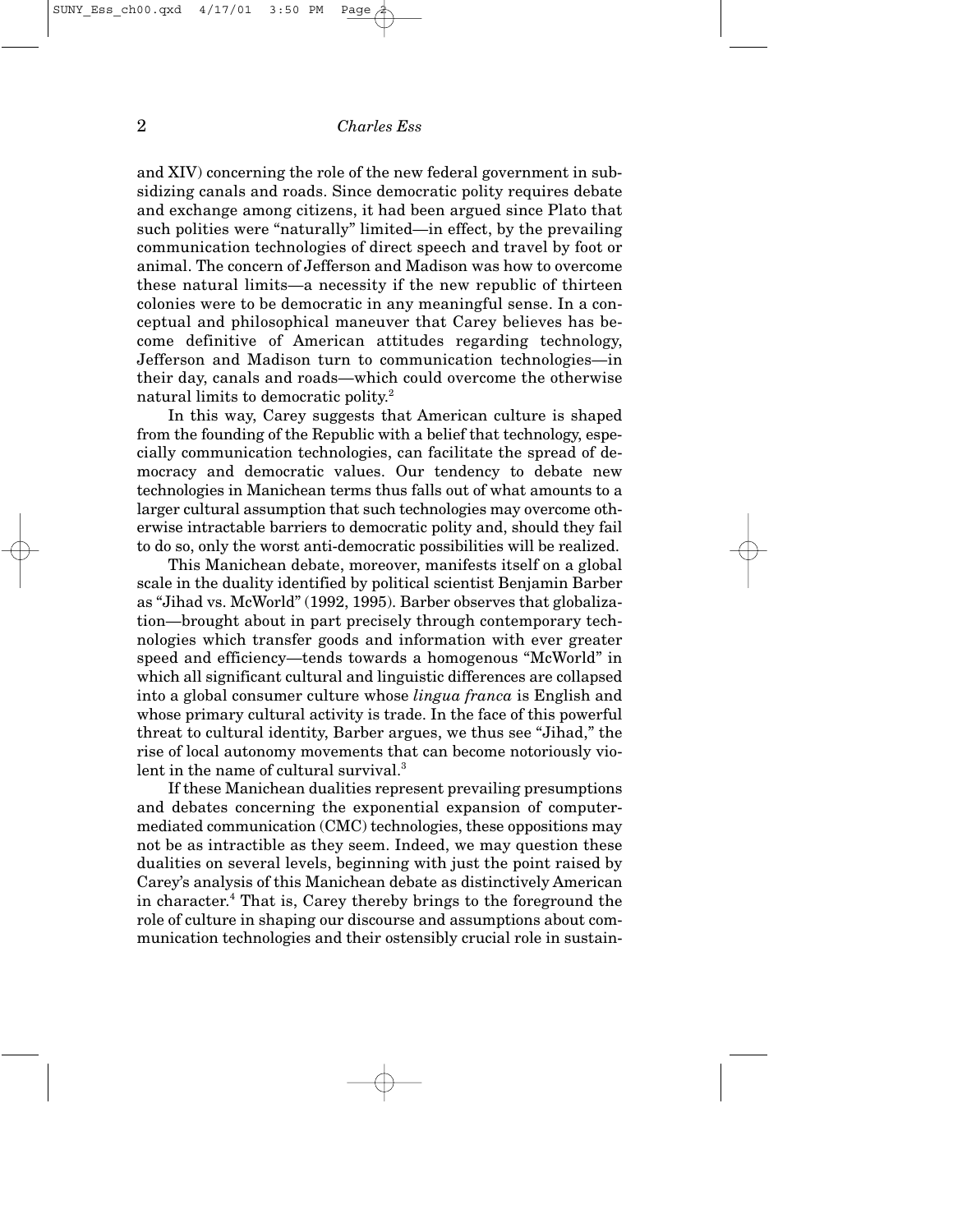and XIV) concerning the role of the new federal government in subsidizing canals and roads. Since democratic polity requires debate and exchange among citizens, it had been argued since Plato that such polities were "naturally" limited—in effect, by the prevailing communication technologies of direct speech and travel by foot or animal. The concern of Jefferson and Madison was how to overcome these natural limits—a necessity if the new republic of thirteen colonies were to be democratic in any meaningful sense. In a conceptual and philosophical maneuver that Carey believes has become definitive of American attitudes regarding technology, Jefferson and Madison turn to communication technologies—in their day, canals and roads—which could overcome the otherwise natural limits to democratic polity.[2]

In this way, Carey suggests that American culture is shaped from the founding of the Republic with a belief that technology, especially communication technologies, can facilitate the spread of democracy and democratic values. Our tendency to debate new technologies in Manichean terms thus falls out of what amounts to a larger cultural assumption that such technologies may overcome otherwise intractable barriers to democratic polity and, should they fail to do so, only the worst anti-democratic possibilities will be realized.

This Manichean debate, moreover, manifests itself on a global scale in the duality identified by political scientist Benjamin Barber as "Jihad vs. McWorld" (1992, 1995). Barber observes that globalization—brought about in part precisely through contemporary technologies which transfer goods and information with ever greater speed and efficiency—tends towards a homogenous "McWorld" in which all significant cultural and linguistic differences are collapsed into a global consumer culture whose *lingua franca* is English and whose primary cultural activity is trade. In the face of this powerful threat to cultural identity, Barber argues, we thus see "Jihad," the rise of local autonomy movements that can become notoriously violent in the name of cultural survival.[3]

If these Manichean dualities represent prevailing presumptions and debates concerning the exponential expansion of computer-mediated communication (CMC) technologies, these oppositions may not be as intractible as they seem. Indeed, we may question these dualities on several levels, beginning with just the point raised by Carey's analysis of this Manichean debate as distinctively American in character.[4] That is, Carey thereby brings to the foreground the role of culture in shaping our discourse and assumptions about communication technologies and their ostensibly crucial role in sustain-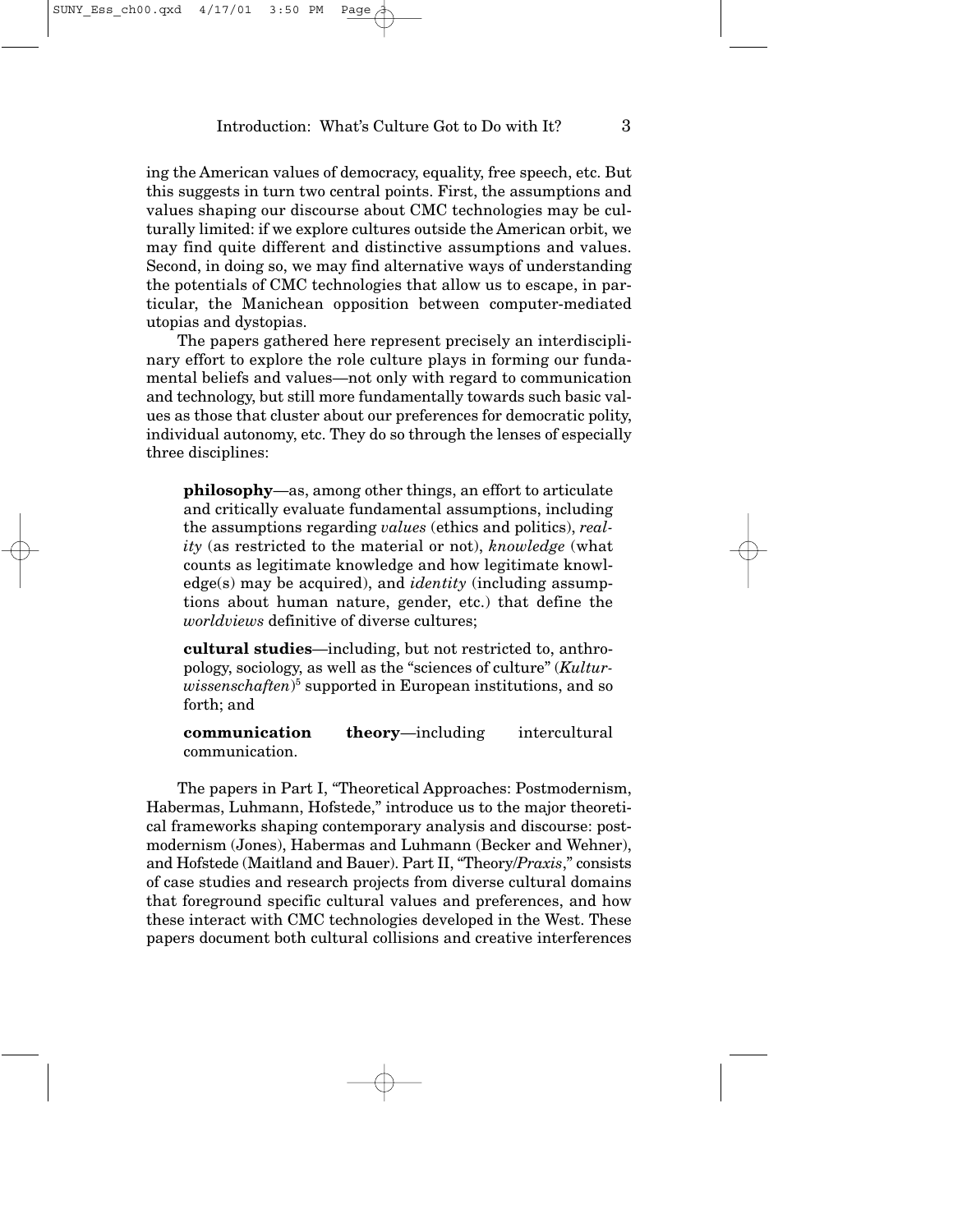ing the American values of democracy, equality, free speech, etc. But this suggests in turn two central points. First, the assumptions and values shaping our discourse about CMC technologies may be culturally limited: if we explore cultures outside the American orbit, we may find quite different and distinctive assumptions and values. Second, in doing so, we may find alternative ways of understanding the potentials of CMC technologies that allow us to escape, in particular, the Manichean opposition between computer-mediated utopias and dystopias.

The papers gathered here represent precisely an interdisciplinary effort to explore the role culture plays in forming our fundamental beliefs and values—not only with regard to communication and technology, but still more fundamentally towards such basic values as those that cluster about our preferences for democratic polity, individual autonomy, etc. They do so through the lenses of especially three disciplines:

**philosophy**—as, among other things, an effort to articulate and critically evaluate fundamental assumptions, including the assumptions regarding *values* (ethics and politics), *reality* (as restricted to the material or not), *knowledge* (what counts as legitimate knowledge and how legitimate knowledge(s) may be acquired), and *identity* (including assumptions about human nature, gender, etc.) that define the *worldviews* definitive of diverse cultures;

**cultural studies**—including, but not restricted to, anthropology, sociology, as well as the "sciences of culture" (*Kulturwissenschaften*)[5] supported in European institutions, and so forth; and

**communication theory**—including intercultural communication.

The papers in Part I, "Theoretical Approaches: Postmodernism, Habermas, Luhmann, Hofstede," introduce us to the major theoretical frameworks shaping contemporary analysis and discourse: postmodernism (Jones), Habermas and Luhmann (Becker and Wehner), and Hofstede (Maitland and Bauer). Part II, "Theory/*Praxis*," consists of case studies and research projects from diverse cultural domains that foreground specific cultural values and preferences, and how these interact with CMC technologies developed in the West. These papers document both cultural collisions and creative interferences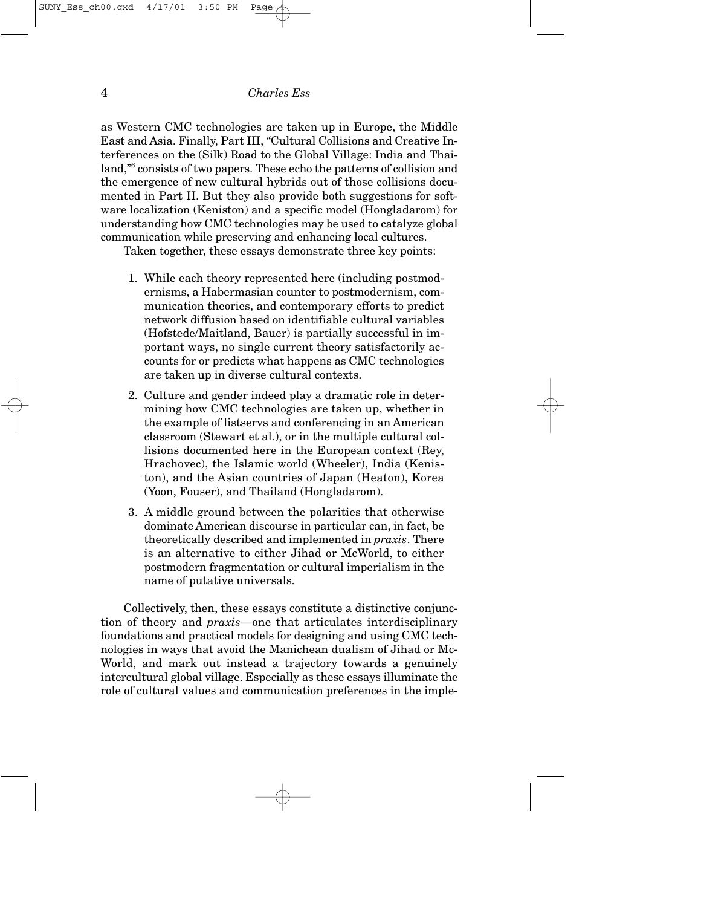as Western CMC technologies are taken up in Europe, the Middle East and Asia. Finally, Part III, "Cultural Collisions and Creative Interferences on the (Silk) Road to the Global Village: India and Thailand,"[6] consists of two papers. These echo the patterns of collision and the emergence of new cultural hybrids out of those collisions documented in Part II. But they also provide both suggestions for software localization (Keniston) and a specific model (Hongladarom) for understanding how CMC technologies may be used to catalyze global communication while preserving and enhancing local cultures.

Taken together, these essays demonstrate three key points:

1. While each theory represented here (including postmodernisms, a Habermasian counter to postmodernism, communication theories, and contemporary efforts to predict network diffusion based on identifiable cultural variables (Hofstede/Maitland, Bauer) is partially successful in important ways, no single current theory satisfactorily accounts for or predicts what happens as CMC technologies are taken up in diverse cultural contexts.
2. Culture and gender indeed play a dramatic role in determining how CMC technologies are taken up, whether in the example of listservs and conferencing in an American classroom (Stewart et al.), or in the multiple cultural collisions documented here in the European context (Rey, Hrachovec), the Islamic world (Wheeler), India (Keniston), and the Asian countries of Japan (Heaton), Korea (Yoon, Fouser), and Thailand (Hongladarom).
3. A middle ground between the polarities that otherwise dominate American discourse in particular can, in fact, be theoretically described and implemented in *praxis*. There is an alternative to either Jihad or McWorld, to either postmodern fragmentation or cultural imperialism in the name of putative universals.

Collectively, then, these essays constitute a distinctive conjunction of theory and *praxis*—one that articulates interdisciplinary foundations and practical models for designing and using CMC technologies in ways that avoid the Manichean dualism of Jihad or McWorld, and mark out instead a trajectory towards a genuinely intercultural global village. Especially as these essays illuminate the role of cultural values and communication preferences in the imple-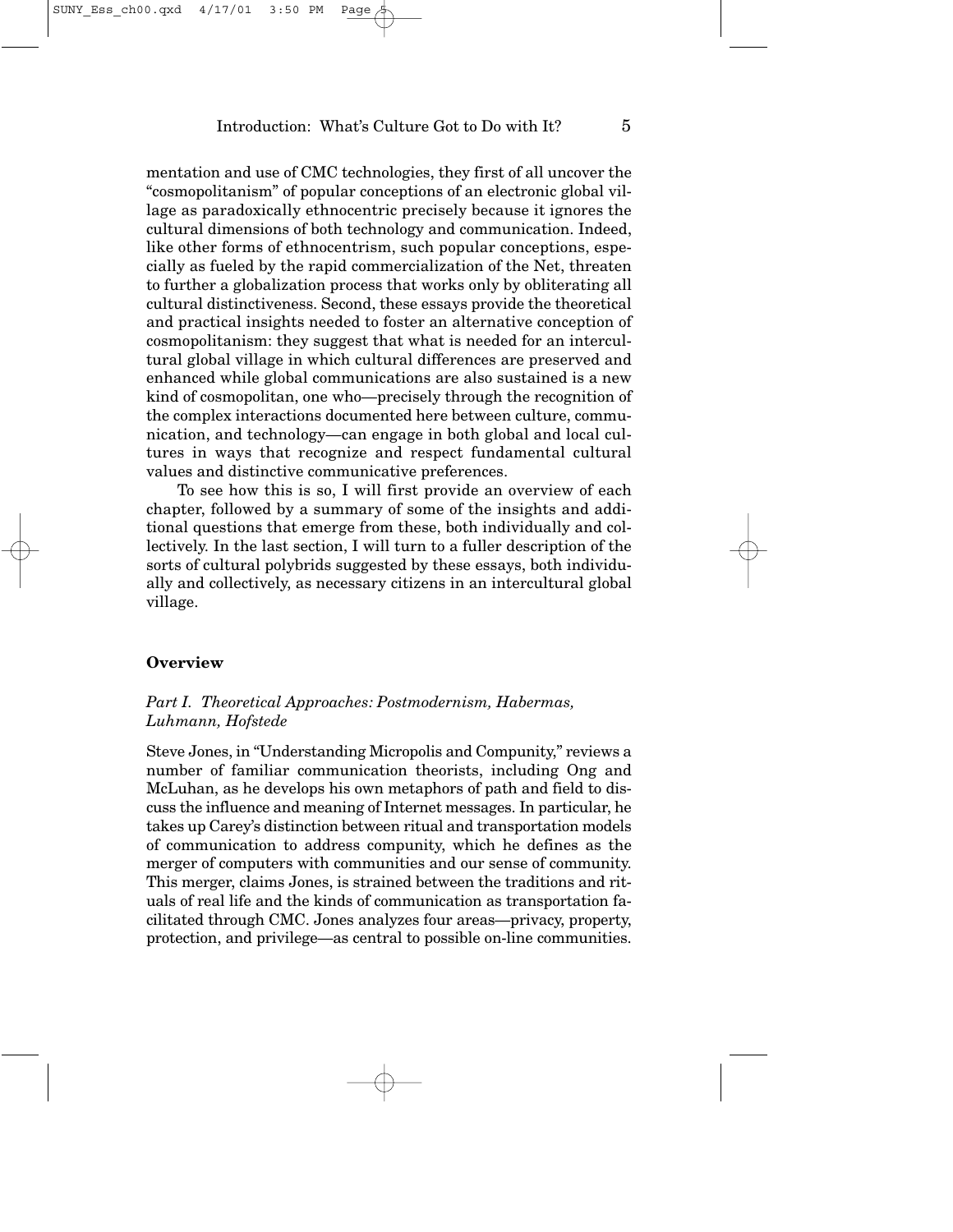mentation and use of CMC technologies, they first of all uncover the "cosmopolitanism" of popular conceptions of an electronic global village as paradoxically ethnocentric precisely because it ignores the cultural dimensions of both technology and communication. Indeed, like other forms of ethnocentrism, such popular conceptions, especially as fueled by the rapid commercialization of the Net, threaten to further a globalization process that works only by obliterating all cultural distinctiveness. Second, these essays provide the theoretical and practical insights needed to foster an alternative conception of cosmopolitanism: they suggest that what is needed for an intercultural global village in which cultural differences are preserved and enhanced while global communications are also sustained is a new kind of cosmopolitan, one who—precisely through the recognition of the complex interactions documented here between culture, communication, and technology—can engage in both global and local cultures in ways that recognize and respect fundamental cultural values and distinctive communicative preferences.

To see how this is so, I will first provide an overview of each chapter, followed by a summary of some of the insights and additional questions that emerge from these, both individually and collectively. In the last section, I will turn to a fuller description of the sorts of cultural polybrids suggested by these essays, both individually and collectively, as necessary citizens in an intercultural global village.

## Overview

### *Part I. Theoretical Approaches: Postmodernism, Habermas, Luhmann, Hofstede*

Steve Jones, in "Understanding Micropolis and Compunity," reviews a number of familiar communication theorists, including Ong and McLuhan, as he develops his own metaphors of path and field to discuss the influence and meaning of Internet messages. In particular, he takes up Carey's distinction between ritual and transportation models of communication to address compunity, which he defines as the merger of computers with communities and our sense of community. This merger, claims Jones, is strained between the traditions and rituals of real life and the kinds of communication as transportation facilitated through CMC. Jones analyzes four areas—privacy, property, protection, and privilege—as central to possible on-line communities.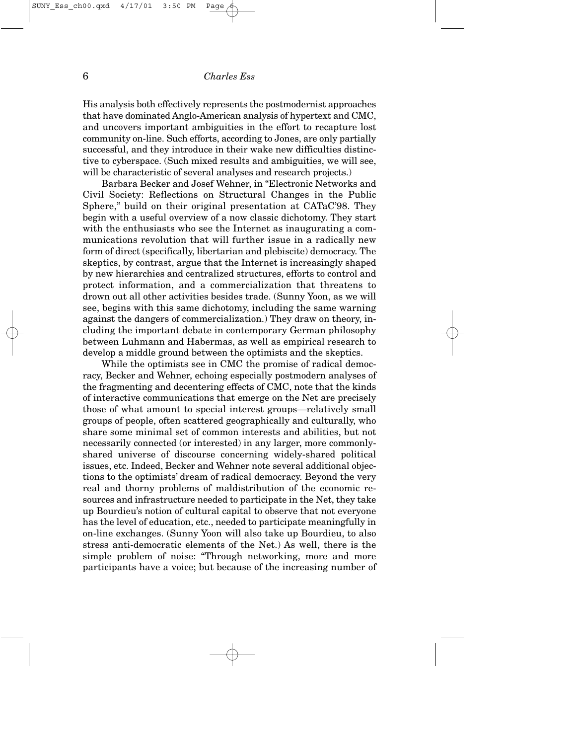His analysis both effectively represents the postmodernist approaches that have dominated Anglo-American analysis of hypertext and CMC, and uncovers important ambiguities in the effort to recapture lost community on-line. Such efforts, according to Jones, are only partially successful, and they introduce in their wake new difficulties distinctive to cyberspace. (Such mixed results and ambiguities, we will see, will be characteristic of several analyses and research projects.)

Barbara Becker and Josef Wehner, in "Electronic Networks and Civil Society: Reflections on Structural Changes in the Public Sphere," build on their original presentation at CATaC'98. They begin with a useful overview of a now classic dichotomy. They start with the enthusiasts who see the Internet as inaugurating a communications revolution that will further issue in a radically new form of direct (specifically, libertarian and plebiscite) democracy. The skeptics, by contrast, argue that the Internet is increasingly shaped by new hierarchies and centralized structures, efforts to control and protect information, and a commercialization that threatens to drown out all other activities besides trade. (Sunny Yoon, as we will see, begins with this same dichotomy, including the same warning against the dangers of commercialization.) They draw on theory, including the important debate in contemporary German philosophy between Luhmann and Habermas, as well as empirical research to develop a middle ground between the optimists and the skeptics.

While the optimists see in CMC the promise of radical democracy, Becker and Wehner, echoing especially postmodern analyses of the fragmenting and decentering effects of CMC, note that the kinds of interactive communications that emerge on the Net are precisely those of what amount to special interest groups—relatively small groups of people, often scattered geographically and culturally, who share some minimal set of common interests and abilities, but not necessarily connected (or interested) in any larger, more commonly-shared universe of discourse concerning widely-shared political issues, etc. Indeed, Becker and Wehner note several additional objections to the optimists' dream of radical democracy. Beyond the very real and thorny problems of maldistribution of the economic resources and infrastructure needed to participate in the Net, they take up Bourdieu's notion of cultural capital to observe that not everyone has the level of education, etc., needed to participate meaningfully in on-line exchanges. (Sunny Yoon will also take up Bourdieu, to also stress anti-democratic elements of the Net.) As well, there is the simple problem of noise: "Through networking, more and more participants have a voice; but because of the increasing number of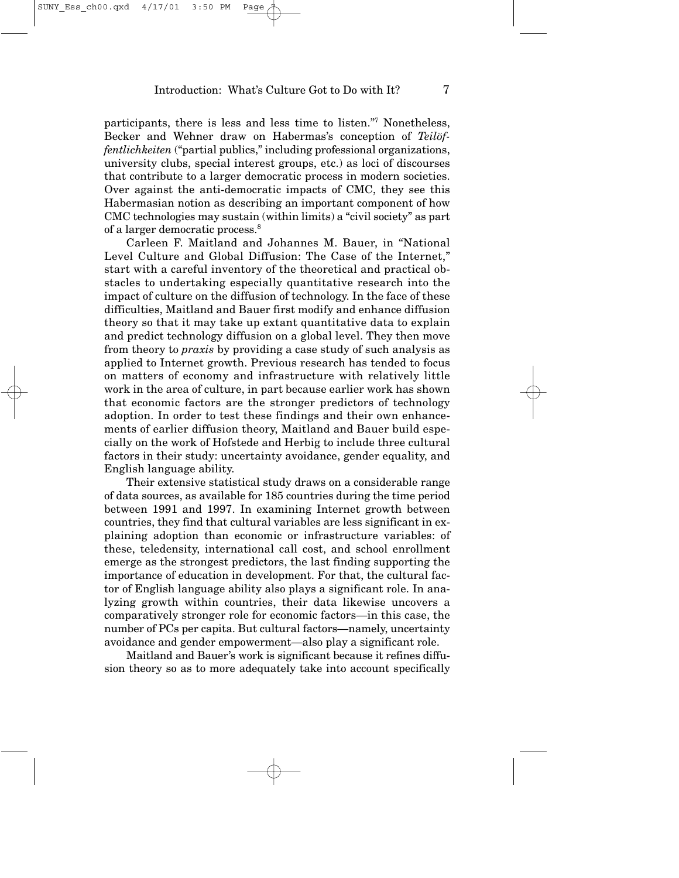participants, there is less and less time to listen."[7] Nonetheless, Becker and Wehner draw on Habermas's conception of *Teilöffentlichkeiten* ("partial publics," including professional organizations, university clubs, special interest groups, etc.) as loci of discourses that contribute to a larger democratic process in modern societies. Over against the anti-democratic impacts of CMC, they see this Habermasian notion as describing an important component of how CMC technologies may sustain (within limits) a "civil society" as part of a larger democratic process.[8]

Carleen F. Maitland and Johannes M. Bauer, in "National Level Culture and Global Diffusion: The Case of the Internet," start with a careful inventory of the theoretical and practical obstacles to undertaking especially quantitative research into the impact of culture on the diffusion of technology. In the face of these difficulties, Maitland and Bauer first modify and enhance diffusion theory so that it may take up extant quantitative data to explain and predict technology diffusion on a global level. They then move from theory to *praxis* by providing a case study of such analysis as applied to Internet growth. Previous research has tended to focus on matters of economy and infrastructure with relatively little work in the area of culture, in part because earlier work has shown that economic factors are the stronger predictors of technology adoption. In order to test these findings and their own enhancements of earlier diffusion theory, Maitland and Bauer build especially on the work of Hofstede and Herbig to include three cultural factors in their study: uncertainty avoidance, gender equality, and English language ability.

Their extensive statistical study draws on a considerable range of data sources, as available for 185 countries during the time period between 1991 and 1997. In examining Internet growth between countries, they find that cultural variables are less significant in explaining adoption than economic or infrastructure variables: of these, teledensity, international call cost, and school enrollment emerge as the strongest predictors, the last finding supporting the importance of education in development. For that, the cultural factor of English language ability also plays a significant role. In analyzing growth within countries, their data likewise uncovers a comparatively stronger role for economic factors—in this case, the number of PCs per capita. But cultural factors—namely, uncertainty avoidance and gender empowerment—also play a significant role.

Maitland and Bauer's work is significant because it refines diffusion theory so as to more adequately take into account specifically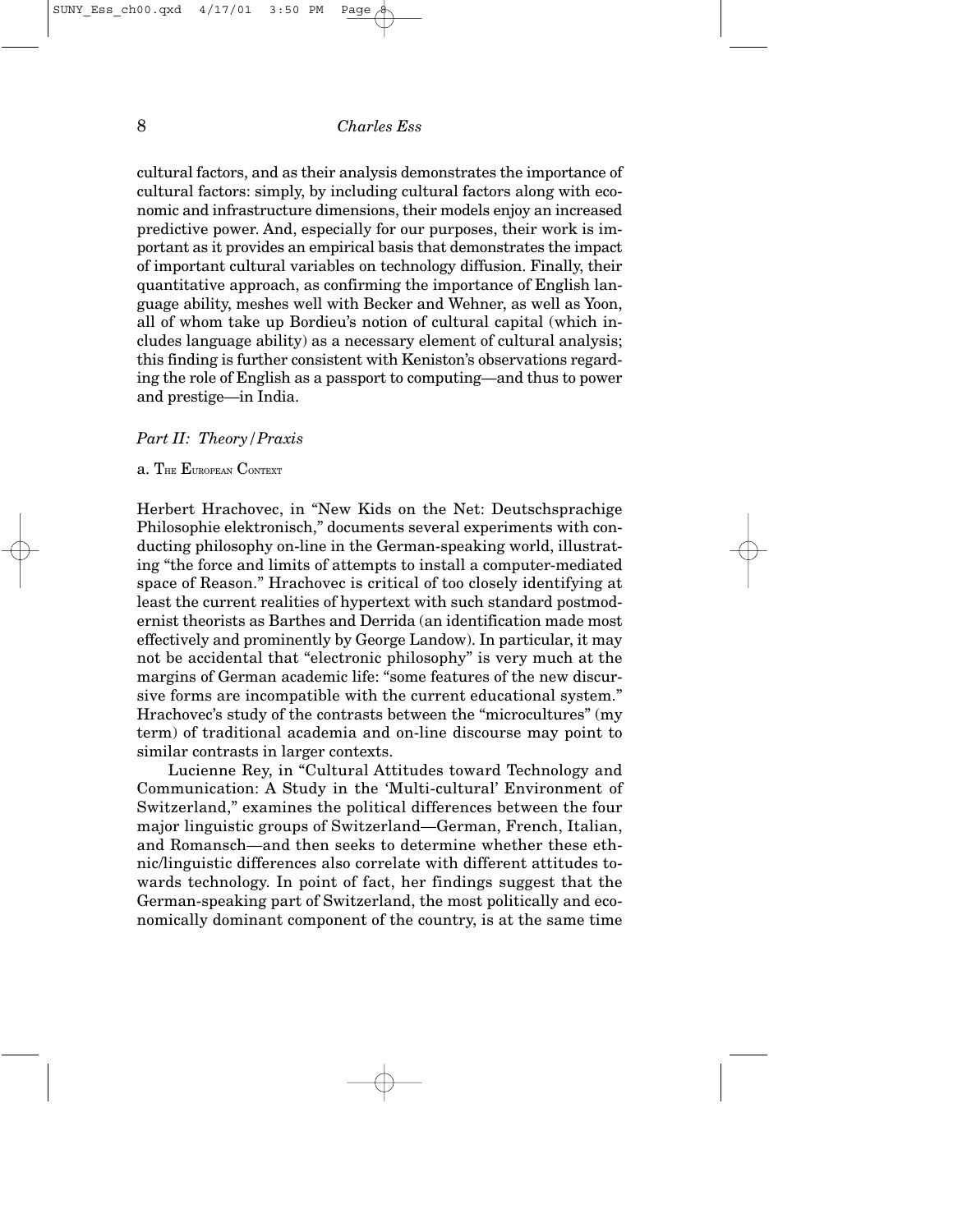cultural factors, and as their analysis demonstrates the importance of cultural factors: simply, by including cultural factors along with economic and infrastructure dimensions, their models enjoy an increased predictive power. And, especially for our purposes, their work is important as it provides an empirical basis that demonstrates the impact of important cultural variables on technology diffusion. Finally, their quantitative approach, as confirming the importance of English language ability, meshes well with Becker and Wehner, as well as Yoon, all of whom take up Bordieu's notion of cultural capital (which includes language ability) as a necessary element of cultural analysis; this finding is further consistent with Keniston's observations regarding the role of English as a passport to computing—and thus to power and prestige—in India.

### *Part II: Theory/Praxis*

#### a. The European Context

Herbert Hrachovec, in "New Kids on the Net: Deutschsprachige Philosophie elektronisch," documents several experiments with conducting philosophy on-line in the German-speaking world, illustrating "the force and limits of attempts to install a computer-mediated space of Reason." Hrachovec is critical of too closely identifying at least the current realities of hypertext with such standard postmodernist theorists as Barthes and Derrida (an identification made most effectively and prominently by George Landow). In particular, it may not be accidental that "electronic philosophy" is very much at the margins of German academic life: "some features of the new discursive forms are incompatible with the current educational system." Hrachovec's study of the contrasts between the "microcultures" (my term) of traditional academia and on-line discourse may point to similar contrasts in larger contexts.

Lucienne Rey, in "Cultural Attitudes toward Technology and Communication: A Study in the 'Multi-cultural' Environment of Switzerland," examines the political differences between the four major linguistic groups of Switzerland—German, French, Italian, and Romansch—and then seeks to determine whether these ethnic/linguistic differences also correlate with different attitudes towards technology. In point of fact, her findings suggest that the German-speaking part of Switzerland, the most politically and economically dominant component of the country, is at the same time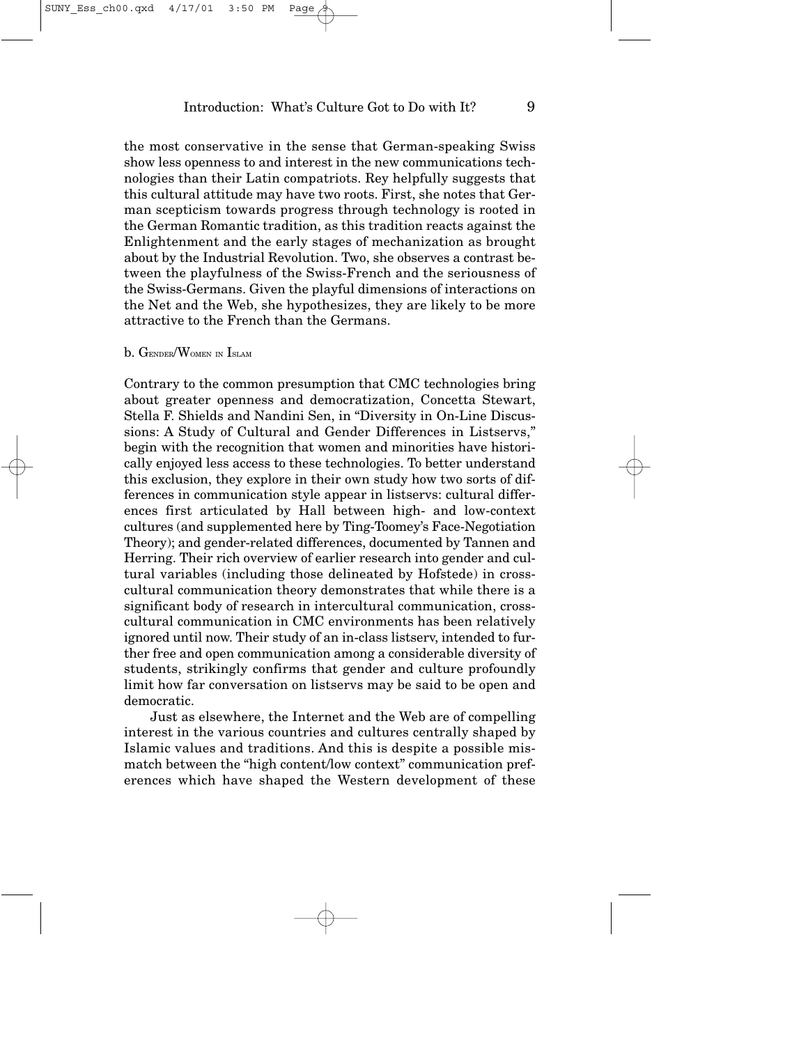the most conservative in the sense that German-speaking Swiss show less openness to and interest in the new communications technologies than their Latin compatriots. Rey helpfully suggests that this cultural attitude may have two roots. First, she notes that German scepticism towards progress through technology is rooted in the German Romantic tradition, as this tradition reacts against the Enlightenment and the early stages of mechanization as brought about by the Industrial Revolution. Two, she observes a contrast between the playfulness of the Swiss-French and the seriousness of the Swiss-Germans. Given the playful dimensions of interactions on the Net and the Web, she hypothesizes, they are likely to be more attractive to the French than the Germans.

### b. Gender/Women in Islam

Contrary to the common presumption that CMC technologies bring about greater openness and democratization, Concetta Stewart, Stella F. Shields and Nandini Sen, in "Diversity in On-Line Discussions: A Study of Cultural and Gender Differences in Listservs," begin with the recognition that women and minorities have historically enjoyed less access to these technologies. To better understand this exclusion, they explore in their own study how two sorts of differences in communication style appear in listservs: cultural differences first articulated by Hall between high- and low-context cultures (and supplemented here by Ting-Toomey's Face-Negotiation Theory); and gender-related differences, documented by Tannen and Herring. Their rich overview of earlier research into gender and cultural variables (including those delineated by Hofstede) in cross-cultural communication theory demonstrates that while there is a significant body of research in intercultural communication, cross-cultural communication in CMC environments has been relatively ignored until now. Their study of an in-class listserv, intended to further free and open communication among a considerable diversity of students, strikingly confirms that gender and culture profoundly limit how far conversation on listservs may be said to be open and democratic.

Just as elsewhere, the Internet and the Web are of compelling interest in the various countries and cultures centrally shaped by Islamic values and traditions. And this is despite a possible mismatch between the "high content/low context" communication preferences which have shaped the Western development of these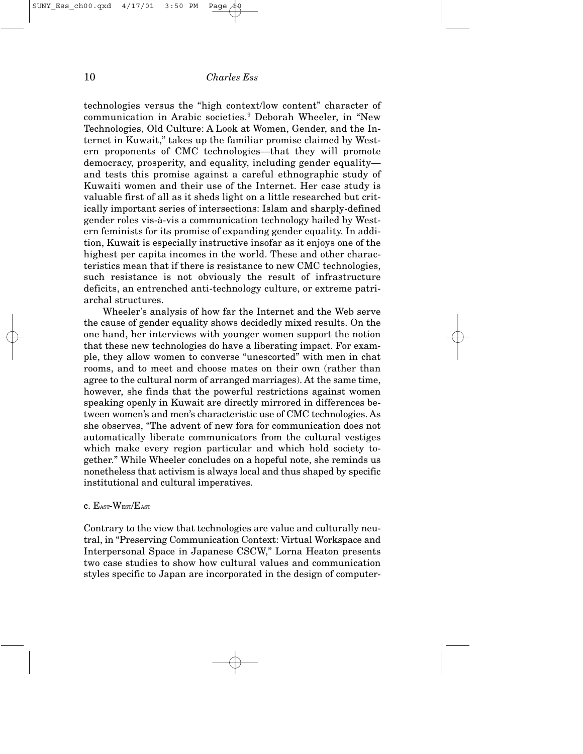technologies versus the "high context/low content" character of communication in Arabic societies.[9] Deborah Wheeler, in "New Technologies, Old Culture: A Look at Women, Gender, and the Internet in Kuwait," takes up the familiar promise claimed by Western proponents of CMC technologies—that they will promote democracy, prosperity, and equality, including gender equality—and tests this promise against a careful ethnographic study of Kuwaiti women and their use of the Internet. Her case study is valuable first of all as it sheds light on a little researched but critically important series of intersections: Islam and sharply-defined gender roles vis-à-vis a communication technology hailed by Western feminists for its promise of expanding gender equality. In addition, Kuwait is especially instructive insofar as it enjoys one of the highest per capita incomes in the world. These and other characteristics mean that if there is resistance to new CMC technologies, such resistance is not obviously the result of infrastructure deficits, an entrenched anti-technology culture, or extreme patriarchal structures.

Wheeler's analysis of how far the Internet and the Web serve the cause of gender equality shows decidedly mixed results. On the one hand, her interviews with younger women support the notion that these new technologies do have a liberating impact. For example, they allow women to converse "unescorted" with men in chat rooms, and to meet and choose mates on their own (rather than agree to the cultural norm of arranged marriages). At the same time, however, she finds that the powerful restrictions against women speaking openly in Kuwait are directly mirrored in differences between women's and men's characteristic use of CMC technologies. As she observes, "The advent of new fora for communication does not automatically liberate communicators from the cultural vestiges which make every region particular and which hold society together." While Wheeler concludes on a hopeful note, she reminds us nonetheless that activism is always local and thus shaped by specific institutional and cultural imperatives.

### c. East-West/East

Contrary to the view that technologies are value and culturally neutral, in "Preserving Communication Context: Virtual Workspace and Interpersonal Space in Japanese CSCW," Lorna Heaton presents two case studies to show how cultural values and communication styles specific to Japan are incorporated in the design of computer-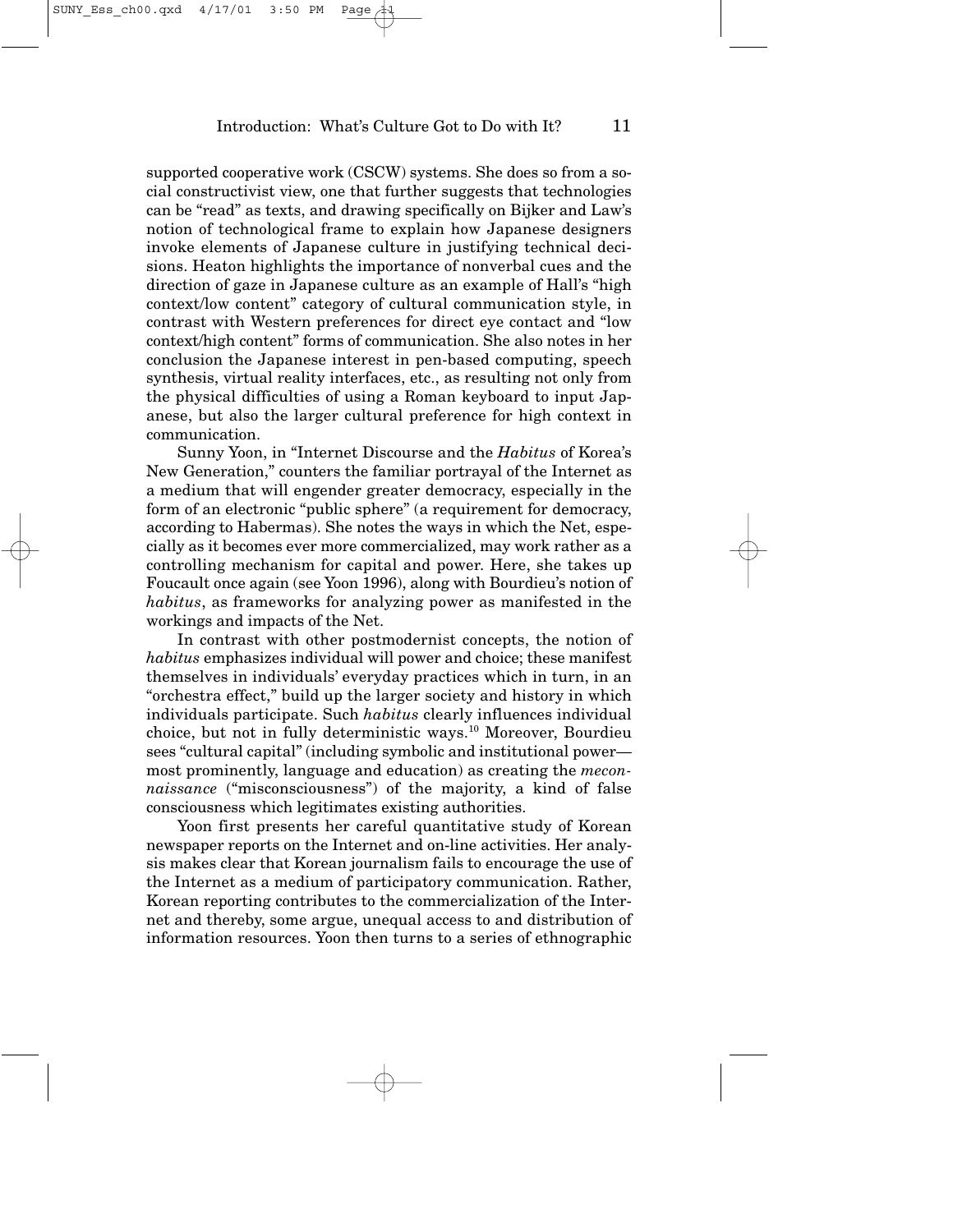supported cooperative work (CSCW) systems. She does so from a social constructivist view, one that further suggests that technologies can be "read" as texts, and drawing specifically on Bijker and Law's notion of technological frame to explain how Japanese designers invoke elements of Japanese culture in justifying technical decisions. Heaton highlights the importance of nonverbal cues and the direction of gaze in Japanese culture as an example of Hall's "high context/low content" category of cultural communication style, in contrast with Western preferences for direct eye contact and "low context/high content" forms of communication. She also notes in her conclusion the Japanese interest in pen-based computing, speech synthesis, virtual reality interfaces, etc., as resulting not only from the physical difficulties of using a Roman keyboard to input Japanese, but also the larger cultural preference for high context in communication.

Sunny Yoon, in "Internet Discourse and the *Habitus* of Korea's New Generation," counters the familiar portrayal of the Internet as a medium that will engender greater democracy, especially in the form of an electronic "public sphere" (a requirement for democracy, according to Habermas). She notes the ways in which the Net, especially as it becomes ever more commercialized, may work rather as a controlling mechanism for capital and power. Here, she takes up Foucault once again (see Yoon 1996), along with Bourdieu's notion of *habitus*, as frameworks for analyzing power as manifested in the workings and impacts of the Net.

In contrast with other postmodernist concepts, the notion of *habitus* emphasizes individual will power and choice; these manifest themselves in individuals' everyday practices which in turn, in an "orchestra effect," build up the larger society and history in which individuals participate. Such *habitus* clearly influences individual choice, but not in fully deterministic ways.[10] Moreover, Bourdieu sees "cultural capital" (including symbolic and institutional power—most prominently, language and education) as creating the *meconnaissance* ("misconsciousness") of the majority, a kind of false consciousness which legitimates existing authorities.

Yoon first presents her careful quantitative study of Korean newspaper reports on the Internet and on-line activities. Her analysis makes clear that Korean journalism fails to encourage the use of the Internet as a medium of participatory communication. Rather, Korean reporting contributes to the commercialization of the Internet and thereby, some argue, unequal access to and distribution of information resources. Yoon then turns to a series of ethnographic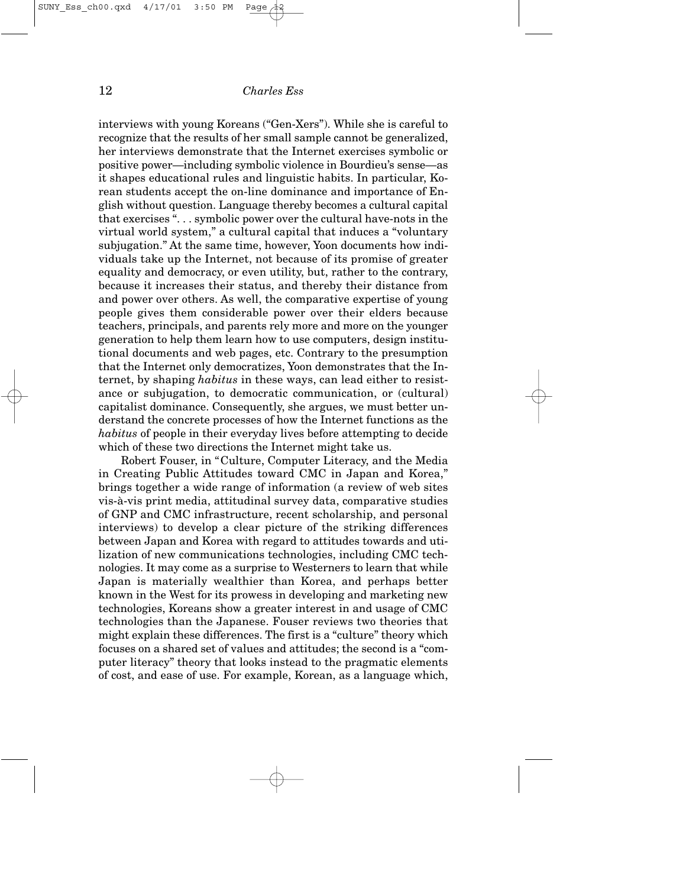interviews with young Koreans ("Gen-Xers"). While she is careful to recognize that the results of her small sample cannot be generalized, her interviews demonstrate that the Internet exercises symbolic or positive power—including symbolic violence in Bourdieu's sense—as it shapes educational rules and linguistic habits. In particular, Korean students accept the on-line dominance and importance of English without question. Language thereby becomes a cultural capital that exercises ". . . symbolic power over the cultural have-nots in the virtual world system," a cultural capital that induces a "voluntary subjugation." At the same time, however, Yoon documents how individuals take up the Internet, not because of its promise of greater equality and democracy, or even utility, but, rather to the contrary, because it increases their status, and thereby their distance from and power over others. As well, the comparative expertise of young people gives them considerable power over their elders because teachers, principals, and parents rely more and more on the younger generation to help them learn how to use computers, design institutional documents and web pages, etc. Contrary to the presumption that the Internet only democratizes, Yoon demonstrates that the Internet, by shaping *habitus* in these ways, can lead either to resistance or subjugation, to democratic communication, or (cultural) capitalist dominance. Consequently, she argues, we must better understand the concrete processes of how the Internet functions as the *habitus* of people in their everyday lives before attempting to decide which of these two directions the Internet might take us.

Robert Fouser, in "Culture, Computer Literacy, and the Media in Creating Public Attitudes toward CMC in Japan and Korea," brings together a wide range of information (a review of web sites vis-à-vis print media, attitudinal survey data, comparative studies of GNP and CMC infrastructure, recent scholarship, and personal interviews) to develop a clear picture of the striking differences between Japan and Korea with regard to attitudes towards and utilization of new communications technologies, including CMC technologies. It may come as a surprise to Westerners to learn that while Japan is materially wealthier than Korea, and perhaps better known in the West for its prowess in developing and marketing new technologies, Koreans show a greater interest in and usage of CMC technologies than the Japanese. Fouser reviews two theories that might explain these differences. The first is a "culture" theory which focuses on a shared set of values and attitudes; the second is a "computer literacy" theory that looks instead to the pragmatic elements of cost, and ease of use. For example, Korean, as a language which,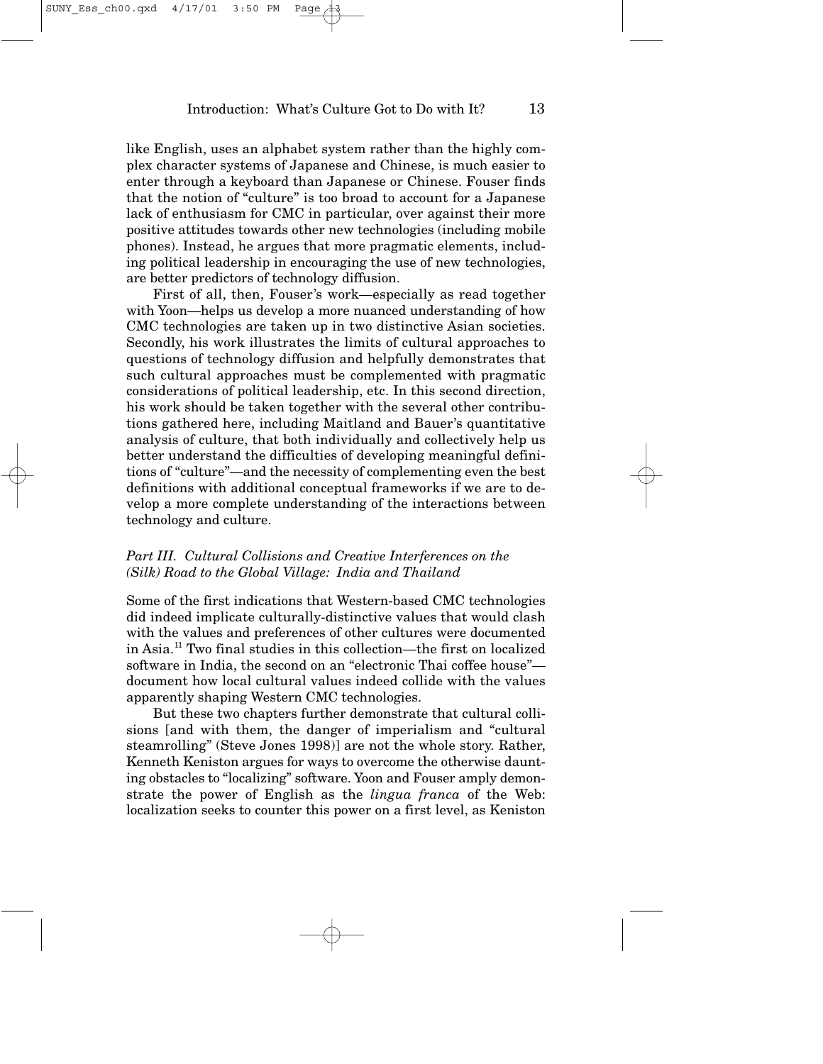like English, uses an alphabet system rather than the highly complex character systems of Japanese and Chinese, is much easier to enter through a keyboard than Japanese or Chinese. Fouser finds that the notion of "culture" is too broad to account for a Japanese lack of enthusiasm for CMC in particular, over against their more positive attitudes towards other new technologies (including mobile phones). Instead, he argues that more pragmatic elements, including political leadership in encouraging the use of new technologies, are better predictors of technology diffusion.

First of all, then, Fouser's work—especially as read together with Yoon—helps us develop a more nuanced understanding of how CMC technologies are taken up in two distinctive Asian societies. Secondly, his work illustrates the limits of cultural approaches to questions of technology diffusion and helpfully demonstrates that such cultural approaches must be complemented with pragmatic considerations of political leadership, etc. In this second direction, his work should be taken together with the several other contributions gathered here, including Maitland and Bauer's quantitative analysis of culture, that both individually and collectively help us better understand the difficulties of developing meaningful definitions of "culture"—and the necessity of complementing even the best definitions with additional conceptual frameworks if we are to develop a more complete understanding of the interactions between technology and culture.

### *Part III. Cultural Collisions and Creative Interferences on the (Silk) Road to the Global Village: India and Thailand*

Some of the first indications that Western-based CMC technologies did indeed implicate culturally-distinctive values that would clash with the values and preferences of other cultures were documented in Asia.[11] Two final studies in this collection—the first on localized software in India, the second on an "electronic Thai coffee house"—document how local cultural values indeed collide with the values apparently shaping Western CMC technologies.

But these two chapters further demonstrate that cultural collisions [and with them, the danger of imperialism and "cultural steamrolling" (Steve Jones 1998)] are not the whole story. Rather, Kenneth Keniston argues for ways to overcome the otherwise daunting obstacles to "localizing" software. Yoon and Fouser amply demonstrate the power of English as the *lingua franca* of the Web: localization seeks to counter this power on a first level, as Keniston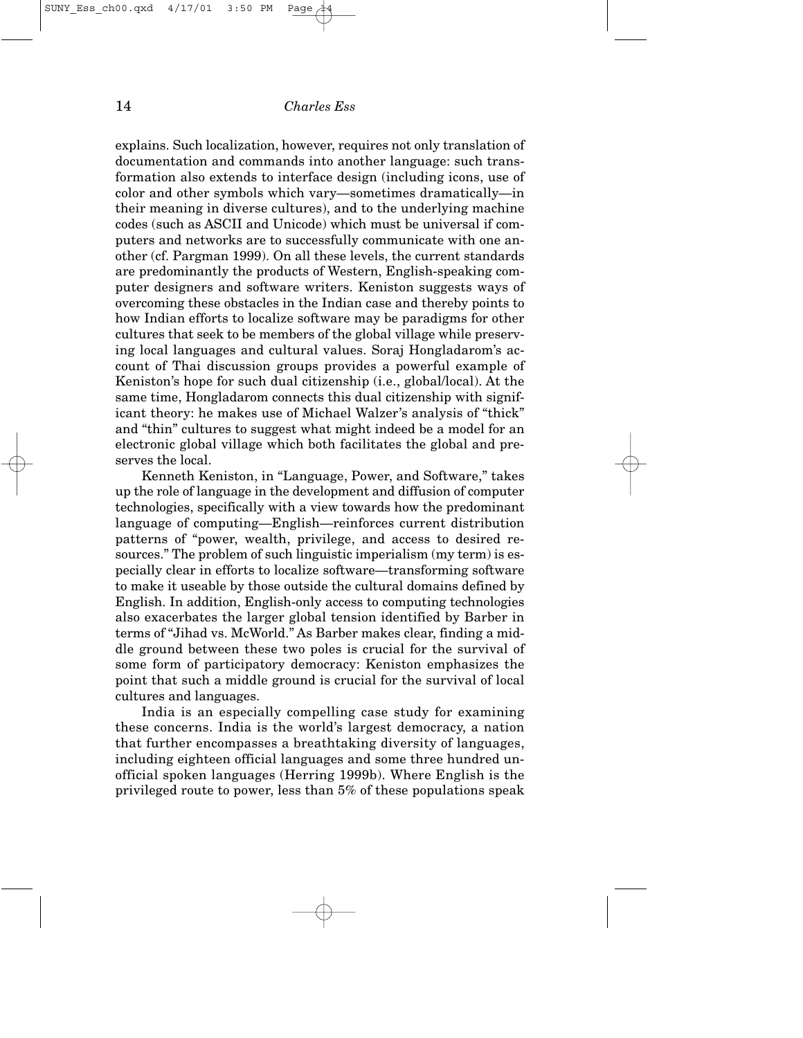explains. Such localization, however, requires not only translation of documentation and commands into another language: such transformation also extends to interface design (including icons, use of color and other symbols which vary—sometimes dramatically—in their meaning in diverse cultures), and to the underlying machine codes (such as ASCII and Unicode) which must be universal if computers and networks are to successfully communicate with one another (cf. Pargman 1999). On all these levels, the current standards are predominantly the products of Western, English-speaking computer designers and software writers. Keniston suggests ways of overcoming these obstacles in the Indian case and thereby points to how Indian efforts to localize software may be paradigms for other cultures that seek to be members of the global village while preserving local languages and cultural values. Soraj Hongladarom's account of Thai discussion groups provides a powerful example of Keniston's hope for such dual citizenship (i.e., global/local). At the same time, Hongladarom connects this dual citizenship with significant theory: he makes use of Michael Walzer's analysis of "thick" and "thin" cultures to suggest what might indeed be a model for an electronic global village which both facilitates the global and preserves the local.

Kenneth Keniston, in "Language, Power, and Software," takes up the role of language in the development and diffusion of computer technologies, specifically with a view towards how the predominant language of computing—English—reinforces current distribution patterns of "power, wealth, privilege, and access to desired resources." The problem of such linguistic imperialism (my term) is especially clear in efforts to localize software—transforming software to make it useable by those outside the cultural domains defined by English. In addition, English-only access to computing technologies also exacerbates the larger global tension identified by Barber in terms of "Jihad vs. McWorld." As Barber makes clear, finding a middle ground between these two poles is crucial for the survival of some form of participatory democracy: Keniston emphasizes the point that such a middle ground is crucial for the survival of local cultures and languages.

India is an especially compelling case study for examining these concerns. India is the world's largest democracy, a nation that further encompasses a breathtaking diversity of languages, including eighteen official languages and some three hundred unofficial spoken languages (Herring 1999b). Where English is the privileged route to power, less than 5% of these populations speak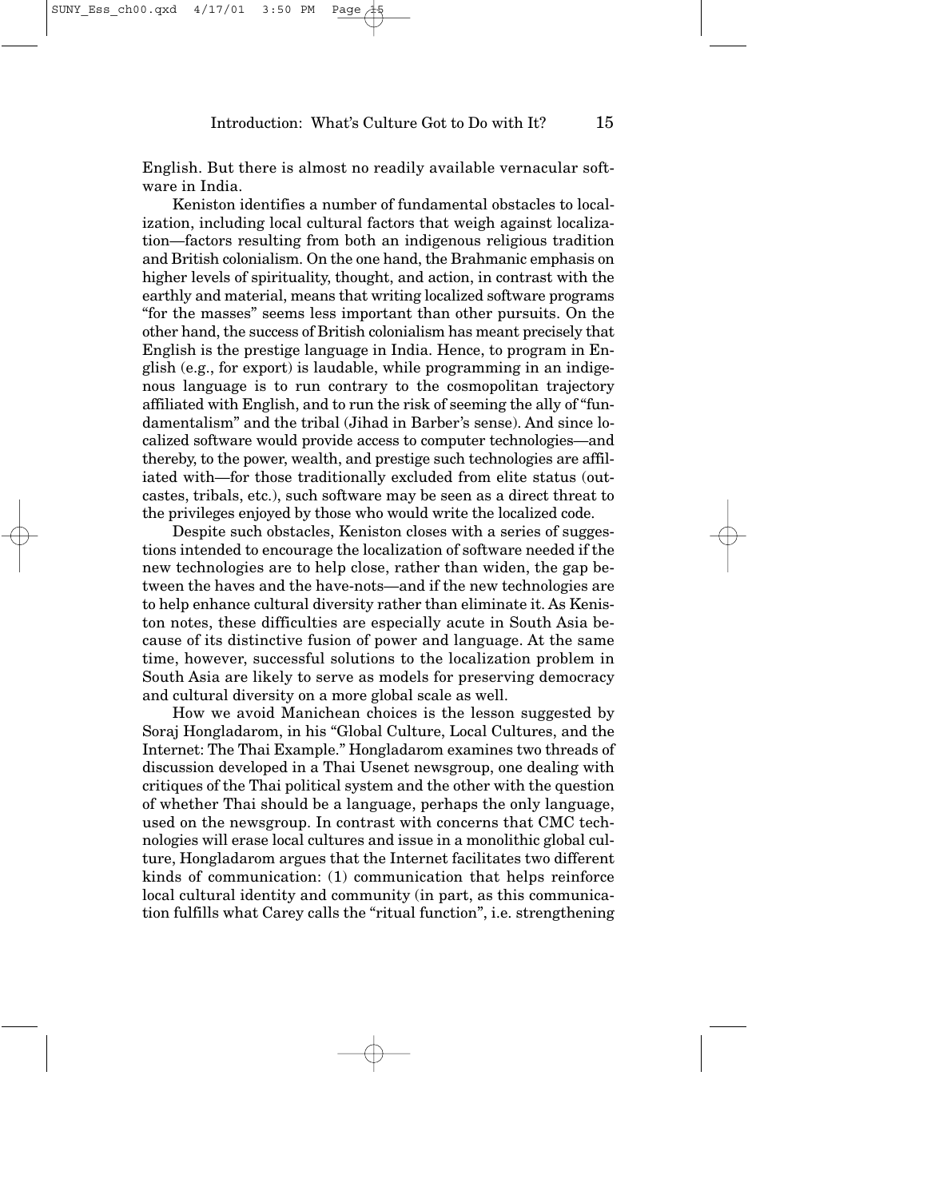English. But there is almost no readily available vernacular software in India.

Keniston identifies a number of fundamental obstacles to localization, including local cultural factors that weigh against localization—factors resulting from both an indigenous religious tradition and British colonialism. On the one hand, the Brahmanic emphasis on higher levels of spirituality, thought, and action, in contrast with the earthly and material, means that writing localized software programs "for the masses" seems less important than other pursuits. On the other hand, the success of British colonialism has meant precisely that English is the prestige language in India. Hence, to program in English (e.g., for export) is laudable, while programming in an indigenous language is to run contrary to the cosmopolitan trajectory affiliated with English, and to run the risk of seeming the ally of "fundamentalism" and the tribal (Jihad in Barber's sense). And since localized software would provide access to computer technologies—and thereby, to the power, wealth, and prestige such technologies are affiliated with—for those traditionally excluded from elite status (outcastes, tribals, etc.), such software may be seen as a direct threat to the privileges enjoyed by those who would write the localized code.

Despite such obstacles, Keniston closes with a series of suggestions intended to encourage the localization of software needed if the new technologies are to help close, rather than widen, the gap between the haves and the have-nots—and if the new technologies are to help enhance cultural diversity rather than eliminate it. As Keniston notes, these difficulties are especially acute in South Asia because of its distinctive fusion of power and language. At the same time, however, successful solutions to the localization problem in South Asia are likely to serve as models for preserving democracy and cultural diversity on a more global scale as well.

How we avoid Manichean choices is the lesson suggested by Soraj Hongladarom, in his "Global Culture, Local Cultures, and the Internet: The Thai Example." Hongladarom examines two threads of discussion developed in a Thai Usenet newsgroup, one dealing with critiques of the Thai political system and the other with the question of whether Thai should be a language, perhaps the only language, used on the newsgroup. In contrast with concerns that CMC technologies will erase local cultures and issue in a monolithic global culture, Hongladarom argues that the Internet facilitates two different kinds of communication: (1) communication that helps reinforce local cultural identity and community (in part, as this communication fulfills what Carey calls the "ritual function", i.e. strengthening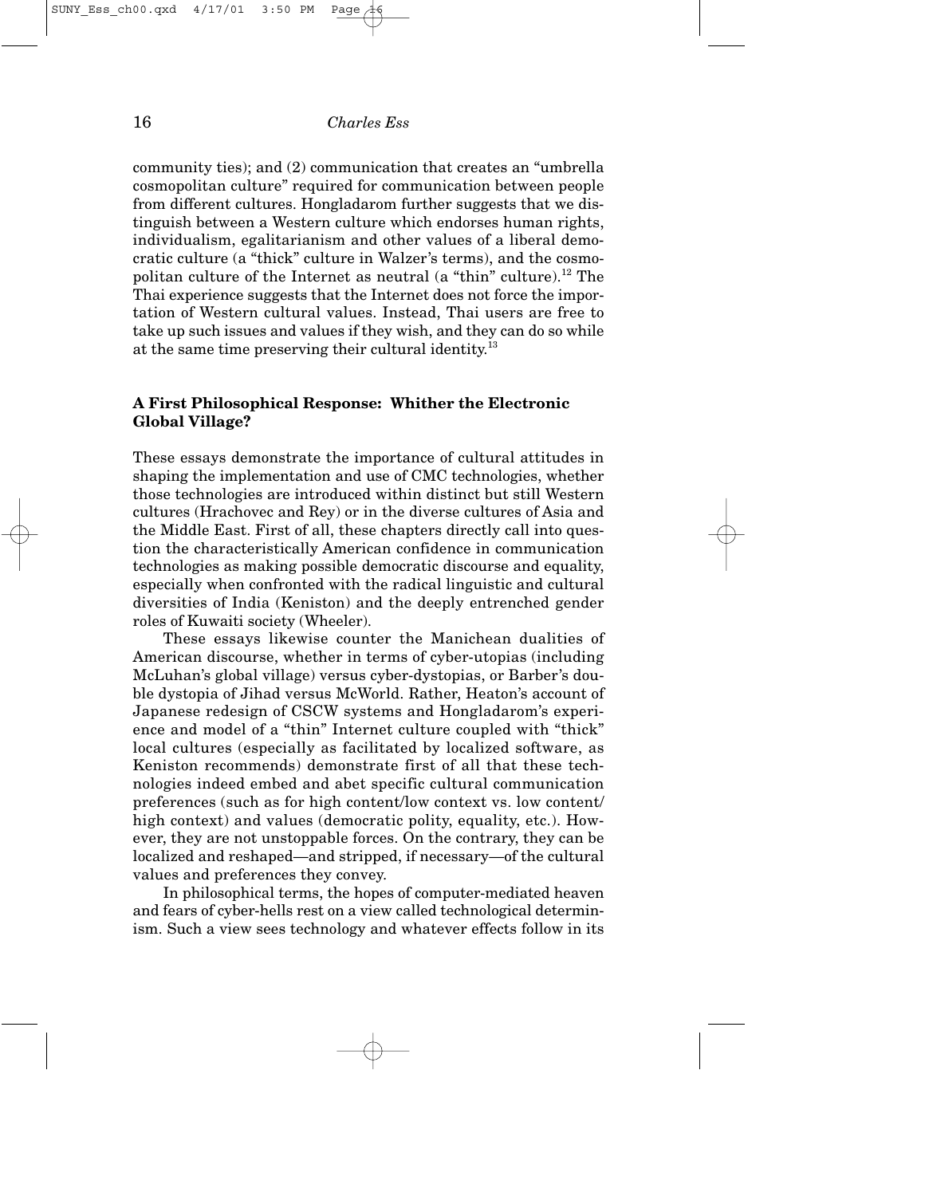community ties); and (2) communication that creates an "umbrella cosmopolitan culture" required for communication between people from different cultures. Hongladarom further suggests that we distinguish between a Western culture which endorses human rights, individualism, egalitarianism and other values of a liberal democratic culture (a "thick" culture in Walzer's terms), and the cosmopolitan culture of the Internet as neutral (a "thin" culture).[12] The Thai experience suggests that the Internet does not force the importation of Western cultural values. Instead, Thai users are free to take up such issues and values if they wish, and they can do so while at the same time preserving their cultural identity.[13]

### A First Philosophical Response: Whither the Electronic Global Village?

These essays demonstrate the importance of cultural attitudes in shaping the implementation and use of CMC technologies, whether those technologies are introduced within distinct but still Western cultures (Hrachovec and Rey) or in the diverse cultures of Asia and the Middle East. First of all, these chapters directly call into question the characteristically American confidence in communication technologies as making possible democratic discourse and equality, especially when confronted with the radical linguistic and cultural diversities of India (Keniston) and the deeply entrenched gender roles of Kuwaiti society (Wheeler).

These essays likewise counter the Manichean dualities of American discourse, whether in terms of cyber-utopias (including McLuhan's global village) versus cyber-dystopias, or Barber's double dystopia of Jihad versus McWorld. Rather, Heaton's account of Japanese redesign of CSCW systems and Hongladarom's experience and model of a "thin" Internet culture coupled with "thick" local cultures (especially as facilitated by localized software, as Keniston recommends) demonstrate first of all that these technologies indeed embed and abet specific cultural communication preferences (such as for high content/low context vs. low content/high context) and values (democratic polity, equality, etc.). However, they are not unstoppable forces. On the contrary, they can be localized and reshaped—and stripped, if necessary—of the cultural values and preferences they convey.

In philosophical terms, the hopes of computer-mediated heaven and fears of cyber-hells rest on a view called technological determinism. Such a view sees technology and whatever effects follow in its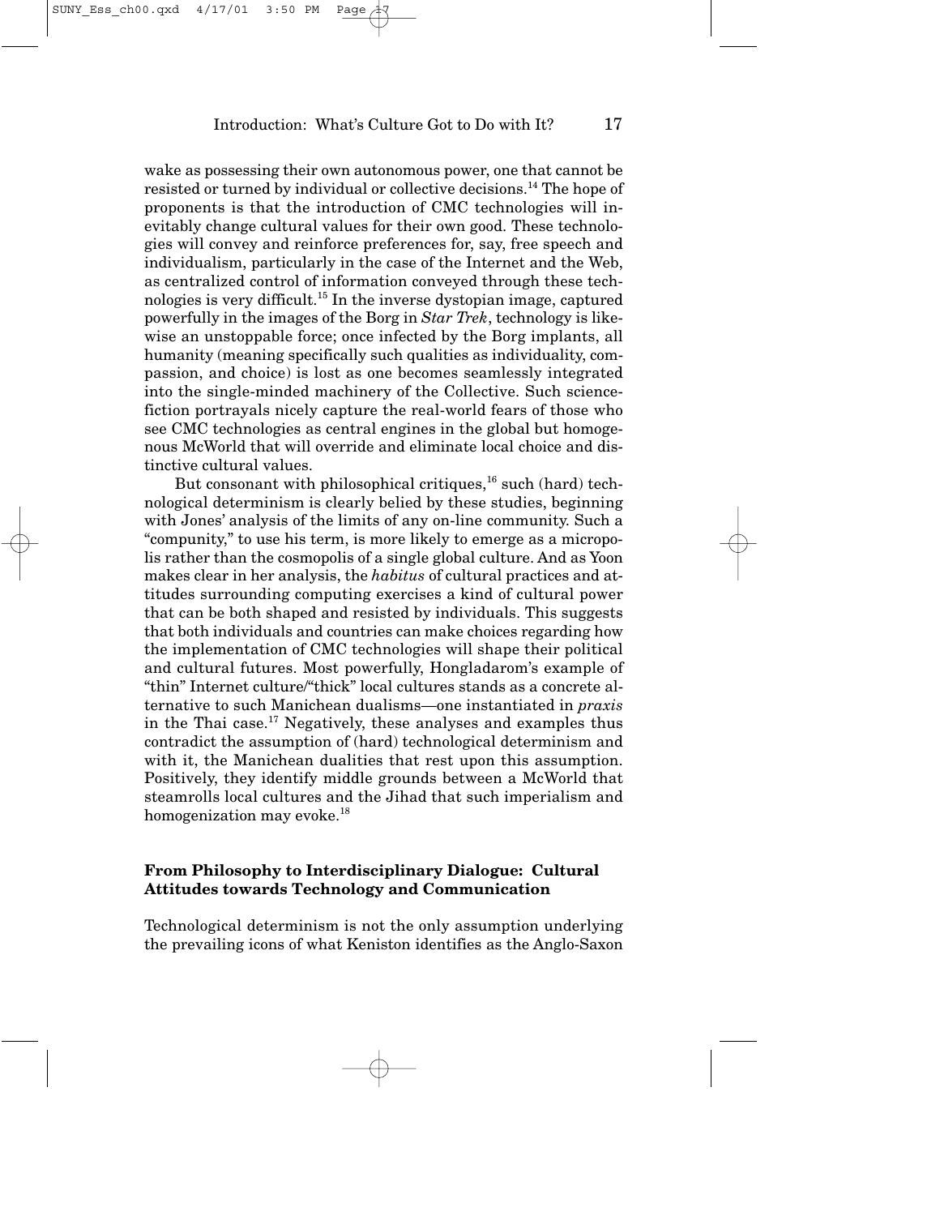wake as possessing their own autonomous power, one that cannot be resisted or turned by individual or collective decisions.[14] The hope of proponents is that the introduction of CMC technologies will inevitably change cultural values for their own good. These technologies will convey and reinforce preferences for, say, free speech and individualism, particularly in the case of the Internet and the Web, as centralized control of information conveyed through these technologies is very difficult.[15] In the inverse dystopian image, captured powerfully in the images of the Borg in *Star Trek*, technology is likewise an unstoppable force; once infected by the Borg implants, all humanity (meaning specifically such qualities as individuality, compassion, and choice) is lost as one becomes seamlessly integrated into the single-minded machinery of the Collective. Such science-fiction portrayals nicely capture the real-world fears of those who see CMC technologies as central engines in the global but homogenous McWorld that will override and eliminate local choice and distinctive cultural values.

But consonant with philosophical critiques,[16] such (hard) technological determinism is clearly belied by these studies, beginning with Jones' analysis of the limits of any on-line community. Such a "compunity," to use his term, is more likely to emerge as a micropolis rather than the cosmopolis of a single global culture. And as Yoon makes clear in her analysis, the *habitus* of cultural practices and attitudes surrounding computing exercises a kind of cultural power that can be both shaped and resisted by individuals. This suggests that both individuals and countries can make choices regarding how the implementation of CMC technologies will shape their political and cultural futures. Most powerfully, Hongladarom's example of "thin" Internet culture/"thick" local cultures stands as a concrete alternative to such Manichean dualisms—one instantiated in *praxis* in the Thai case.[17] Negatively, these analyses and examples thus contradict the assumption of (hard) technological determinism and with it, the Manichean dualities that rest upon this assumption. Positively, they identify middle grounds between a McWorld that steamrolls local cultures and the Jihad that such imperialism and homogenization may evoke.[18]

### From Philosophy to Interdisciplinary Dialogue: Cultural Attitudes towards Technology and Communication

Technological determinism is not the only assumption underlying the prevailing icons of what Keniston identifies as the Anglo-Saxon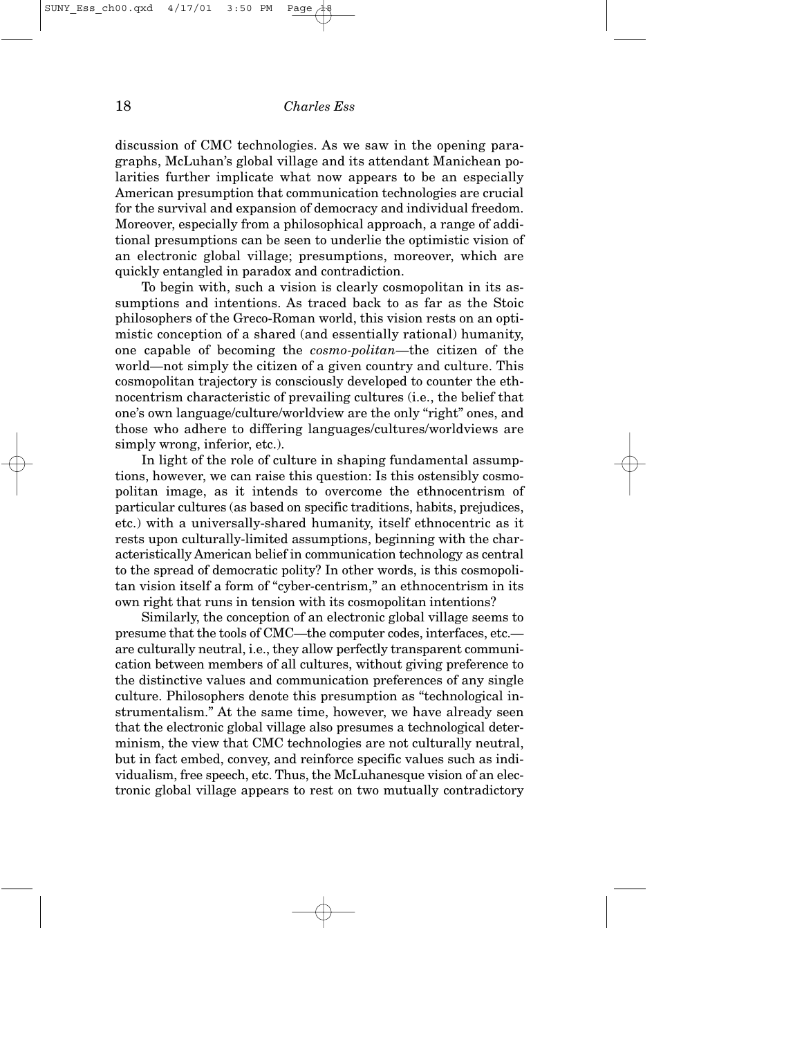discussion of CMC technologies. As we saw in the opening paragraphs, McLuhan's global village and its attendant Manichean polarities further implicate what now appears to be an especially American presumption that communication technologies are crucial for the survival and expansion of democracy and individual freedom. Moreover, especially from a philosophical approach, a range of additional presumptions can be seen to underlie the optimistic vision of an electronic global village; presumptions, moreover, which are quickly entangled in paradox and contradiction.

To begin with, such a vision is clearly cosmopolitan in its assumptions and intentions. As traced back to as far as the Stoic philosophers of the Greco-Roman world, this vision rests on an optimistic conception of a shared (and essentially rational) humanity, one capable of becoming the *cosmo-politan*—the citizen of the world—not simply the citizen of a given country and culture. This cosmopolitan trajectory is consciously developed to counter the ethnocentrism characteristic of prevailing cultures (i.e., the belief that one's own language/culture/worldview are the only "right" ones, and those who adhere to differing languages/cultures/worldviews are simply wrong, inferior, etc.).

In light of the role of culture in shaping fundamental assumptions, however, we can raise this question: Is this ostensibly cosmopolitan image, as it intends to overcome the ethnocentrism of particular cultures (as based on specific traditions, habits, prejudices, etc.) with a universally-shared humanity, itself ethnocentric as it rests upon culturally-limited assumptions, beginning with the characteristically American belief in communication technology as central to the spread of democratic polity? In other words, is this cosmopolitan vision itself a form of "cyber-centrism," an ethnocentrism in its own right that runs in tension with its cosmopolitan intentions?

Similarly, the conception of an electronic global village seems to presume that the tools of CMC—the computer codes, interfaces, etc.—are culturally neutral, i.e., they allow perfectly transparent communication between members of all cultures, without giving preference to the distinctive values and communication preferences of any single culture. Philosophers denote this presumption as "technological instrumentalism." At the same time, however, we have already seen that the electronic global village also presumes a technological determinism, the view that CMC technologies are not culturally neutral, but in fact embed, convey, and reinforce specific values such as individualism, free speech, etc. Thus, the McLuhanesque vision of an electronic global village appears to rest on two mutually contradictory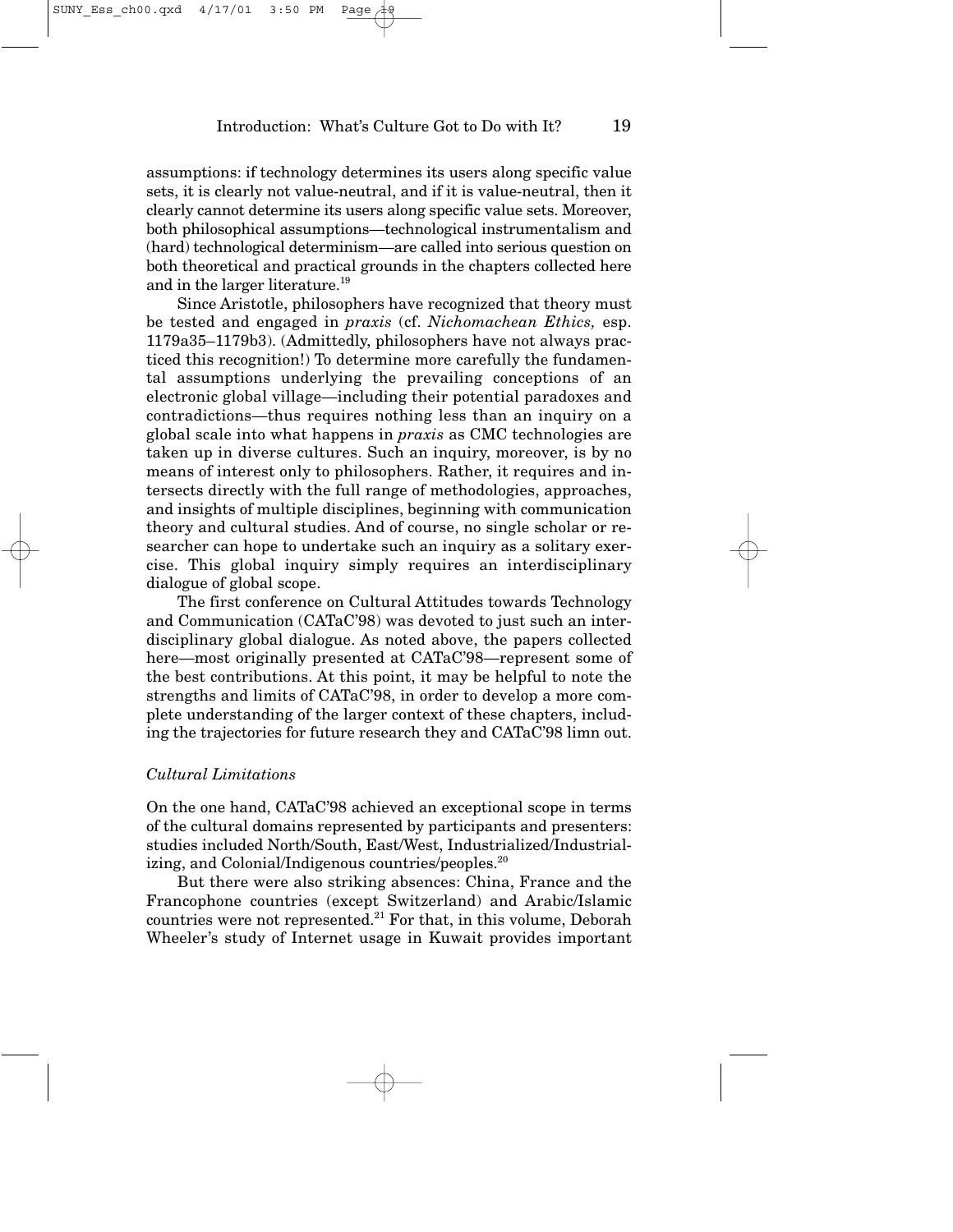assumptions: if technology determines its users along specific value sets, it is clearly not value-neutral, and if it is value-neutral, then it clearly cannot determine its users along specific value sets. Moreover, both philosophical assumptions—technological instrumentalism and (hard) technological determinism—are called into serious question on both theoretical and practical grounds in the chapters collected here and in the larger literature.[19]

Since Aristotle, philosophers have recognized that theory must be tested and engaged in *praxis* (cf. *Nichomachean Ethics,* esp. 1179a35–1179b3). (Admittedly, philosophers have not always practiced this recognition!) To determine more carefully the fundamental assumptions underlying the prevailing conceptions of an electronic global village—including their potential paradoxes and contradictions—thus requires nothing less than an inquiry on a global scale into what happens in *praxis* as CMC technologies are taken up in diverse cultures. Such an inquiry, moreover, is by no means of interest only to philosophers. Rather, it requires and intersects directly with the full range of methodologies, approaches, and insights of multiple disciplines, beginning with communication theory and cultural studies. And of course, no single scholar or researcher can hope to undertake such an inquiry as a solitary exercise. This global inquiry simply requires an interdisciplinary dialogue of global scope.

The first conference on Cultural Attitudes towards Technology and Communication (CATaC'98) was devoted to just such an interdisciplinary global dialogue. As noted above, the papers collected here—most originally presented at CATaC'98—represent some of the best contributions. At this point, it may be helpful to note the strengths and limits of CATaC'98, in order to develop a more complete understanding of the larger context of these chapters, including the trajectories for future research they and CATaC'98 limn out.

### *Cultural Limitations*

On the one hand, CATaC'98 achieved an exceptional scope in terms of the cultural domains represented by participants and presenters: studies included North/South, East/West, Industrialized/Industrializing, and Colonial/Indigenous countries/peoples.[20]

But there were also striking absences: China, France and the Francophone countries (except Switzerland) and Arabic/Islamic countries were not represented.[21] For that, in this volume, Deborah Wheeler's study of Internet usage in Kuwait provides important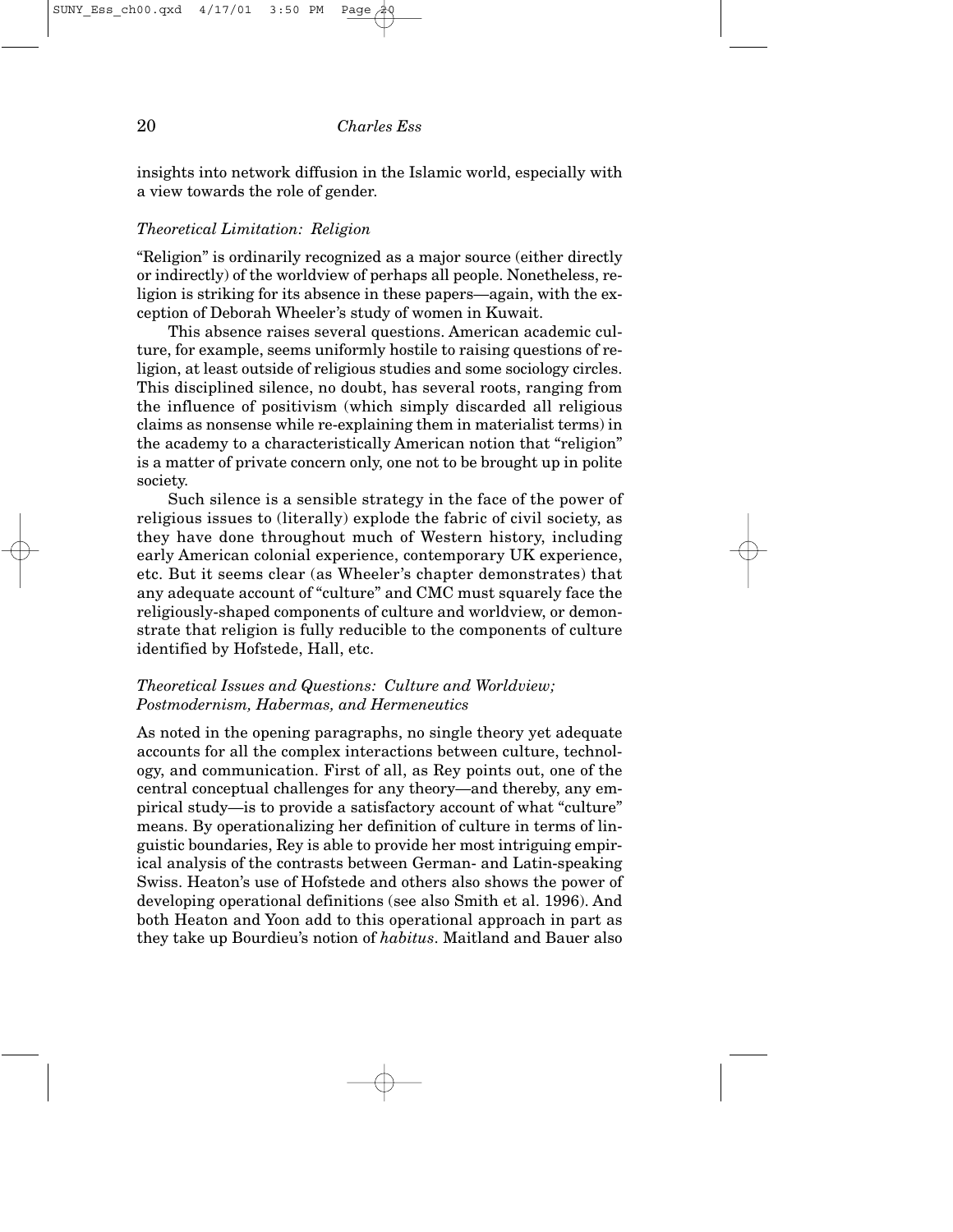insights into network diffusion in the Islamic world, especially with a view towards the role of gender.

*Theoretical Limitation: Religion*

"Religion" is ordinarily recognized as a major source (either directly or indirectly) of the worldview of perhaps all people. Nonetheless, religion is striking for its absence in these papers—again, with the exception of Deborah Wheeler's study of women in Kuwait.

This absence raises several questions. American academic culture, for example, seems uniformly hostile to raising questions of religion, at least outside of religious studies and some sociology circles. This disciplined silence, no doubt, has several roots, ranging from the influence of positivism (which simply discarded all religious claims as nonsense while re-explaining them in materialist terms) in the academy to a characteristically American notion that "religion" is a matter of private concern only, one not to be brought up in polite society.

Such silence is a sensible strategy in the face of the power of religious issues to (literally) explode the fabric of civil society, as they have done throughout much of Western history, including early American colonial experience, contemporary UK experience, etc. But it seems clear (as Wheeler's chapter demonstrates) that any adequate account of "culture" and CMC must squarely face the religiously-shaped components of culture and worldview, or demonstrate that religion is fully reducible to the components of culture identified by Hofstede, Hall, etc.

*Theoretical Issues and Questions: Culture and Worldview; Postmodernism, Habermas, and Hermeneutics*

As noted in the opening paragraphs, no single theory yet adequate accounts for all the complex interactions between culture, technology, and communication. First of all, as Rey points out, one of the central conceptual challenges for any theory—and thereby, any empirical study—is to provide a satisfactory account of what "culture" means. By operationalizing her definition of culture in terms of linguistic boundaries, Rey is able to provide her most intriguing empirical analysis of the contrasts between German- and Latin-speaking Swiss. Heaton's use of Hofstede and others also shows the power of developing operational definitions (see also Smith et al. 1996). And both Heaton and Yoon add to this operational approach in part as they take up Bourdieu's notion of *habitus*. Maitland and Bauer also